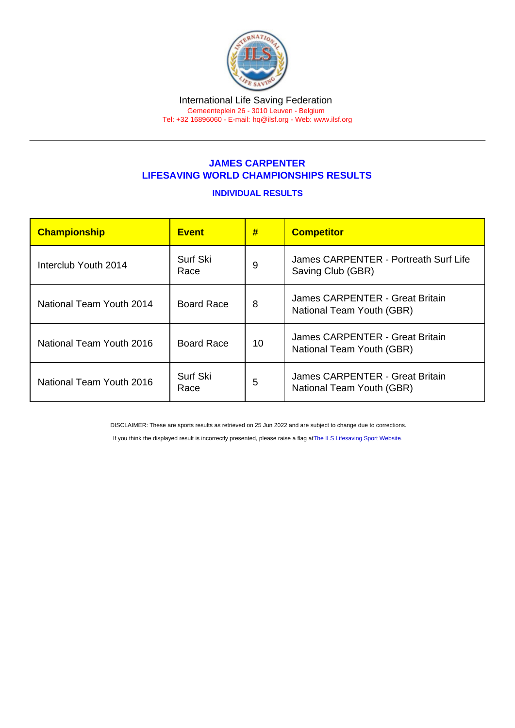International Life Saving Federation

Gemeenteplein 26 - 3010 Leuven - Belgium

Tel: +32 16896060 - E-mail: hq@ilsf.org - Web: www.ilsf.org

## JAMES CARPENTER
## LIFESAVING WORLD CHAMPIONSHIPS RESULTS

### INDIVIDUAL RESULTS

| Championship | Event | # | Competitor |
|---|---|---|---|
| Interclub Youth 2014 | Surf Ski Race | 9 | James CARPENTER - Portreath Surf Life Saving Club (GBR) |
| National Team Youth 2014 | Board Race | 8 | James CARPENTER - Great Britain National Team Youth (GBR) |
| National Team Youth 2016 | Board Race | 10 | James CARPENTER - Great Britain National Team Youth (GBR) |
| National Team Youth 2016 | Surf Ski Race | 5 | James CARPENTER - Great Britain National Team Youth (GBR) |

DISCLAIMER: These are sports results as retrieved on 25 Jun 2022 and are subject to change due to corrections.

If you think the displayed result is incorrectly presented, please raise a flag atThe ILS Lifesaving Sport Website.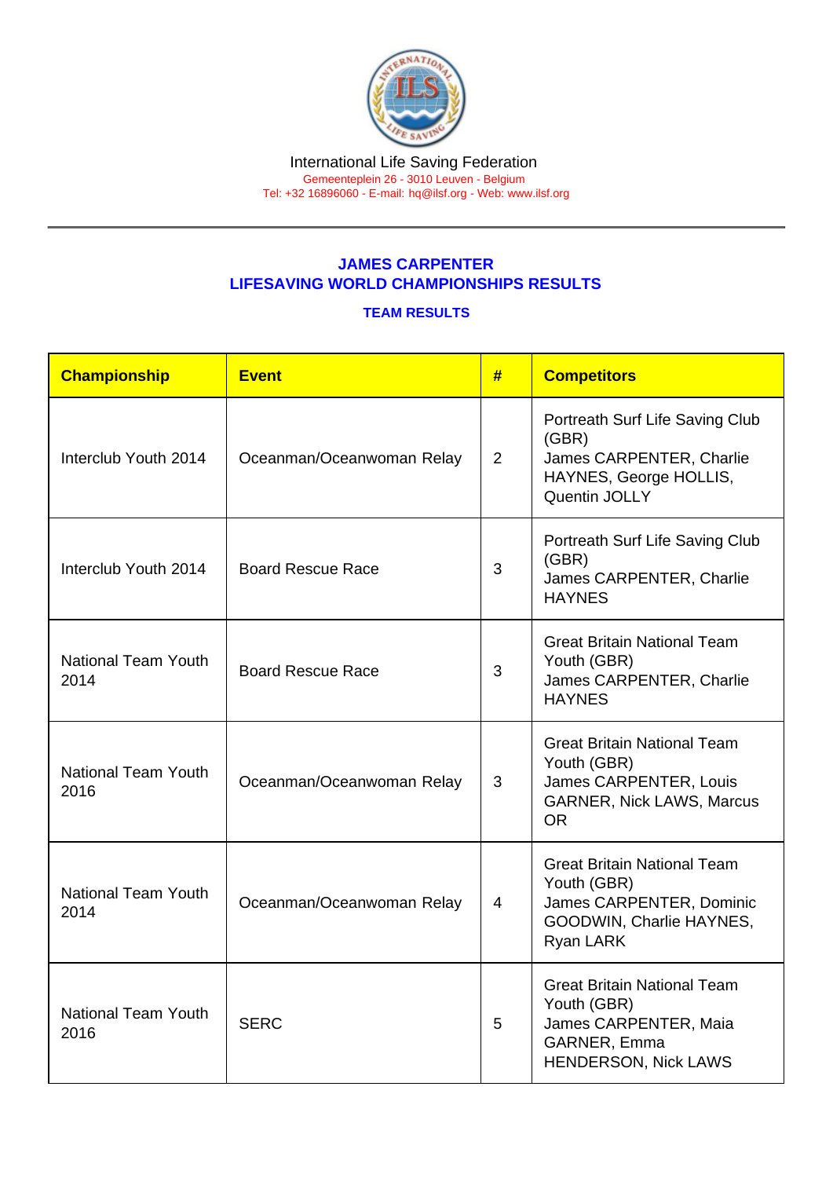International Life Saving Federation

Gemeenteplein 26 - 3010 Leuven - Belgium

Tel: +32 16896060 - E-mail: hq@ilsf.org - Web: www.ilsf.org

## JAMES CARPENTER
## LIFESAVING WORLD CHAMPIONSHIPS RESULTS

### TEAM RESULTS

| Championship | Event | # | Competitors |
|---|---|---|---|
| Interclub Youth 2014 | Oceanman/Oceanwoman Relay | 2 | Portreath Surf Life Saving Club (GBR) James CARPENTER, Charlie HAYNES, George HOLLIS, Quentin JOLLY |
| Interclub Youth 2014 | Board Rescue Race | 3 | Portreath Surf Life Saving Club (GBR) James CARPENTER, Charlie HAYNES |
| National Team Youth 2014 | Board Rescue Race | 3 | Great Britain National Team Youth (GBR) James CARPENTER, Charlie HAYNES |
| National Team Youth 2016 | Oceanman/Oceanwoman Relay | 3 | Great Britain National Team Youth (GBR) James CARPENTER, Louis GARNER, Nick LAWS, Marcus OR |
| National Team Youth 2014 | Oceanman/Oceanwoman Relay | 4 | Great Britain National Team Youth (GBR) James CARPENTER, Dominic GOODWIN, Charlie HAYNES, Ryan LARK |
| National Team Youth 2016 | SERC | 5 | Great Britain National Team Youth (GBR) James CARPENTER, Maia GARNER, Emma HENDERSON, Nick LAWS |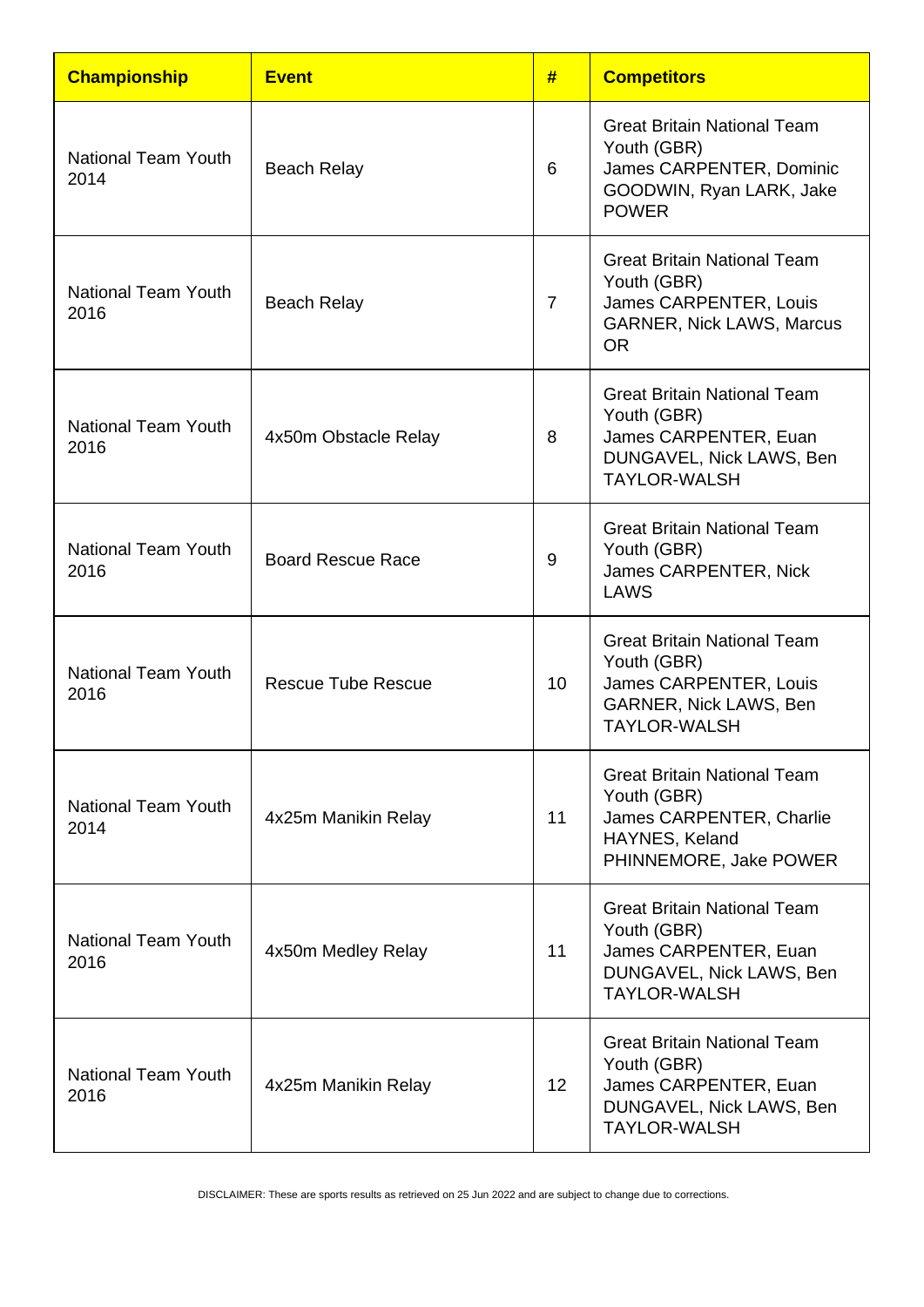| Championship | Event | # | Competitors |
| --- | --- | --- | --- |
| National Team Youth 2014 | Beach Relay | 6 | Great Britain National Team Youth (GBR) James CARPENTER, Dominic GOODWIN, Ryan LARK, Jake POWER |
| National Team Youth 2016 | Beach Relay | 7 | Great Britain National Team Youth (GBR) James CARPENTER, Louis GARNER, Nick LAWS, Marcus OR |
| National Team Youth 2016 | 4x50m Obstacle Relay | 8 | Great Britain National Team Youth (GBR) James CARPENTER, Euan DUNGAVEL, Nick LAWS, Ben TAYLOR-WALSH |
| National Team Youth 2016 | Board Rescue Race | 9 | Great Britain National Team Youth (GBR) James CARPENTER, Nick LAWS |
| National Team Youth 2016 | Rescue Tube Rescue | 10 | Great Britain National Team Youth (GBR) James CARPENTER, Louis GARNER, Nick LAWS, Ben TAYLOR-WALSH |
| National Team Youth 2014 | 4x25m Manikin Relay | 11 | Great Britain National Team Youth (GBR) James CARPENTER, Charlie HAYNES, Keland PHINNEMORE, Jake POWER |
| National Team Youth 2016 | 4x50m Medley Relay | 11 | Great Britain National Team Youth (GBR) James CARPENTER, Euan DUNGAVEL, Nick LAWS, Ben TAYLOR-WALSH |
| National Team Youth 2016 | 4x25m Manikin Relay | 12 | Great Britain National Team Youth (GBR) James CARPENTER, Euan DUNGAVEL, Nick LAWS, Ben TAYLOR-WALSH |

DISCLAIMER: These are sports results as retrieved on 25 Jun 2022 and are subject to change due to corrections.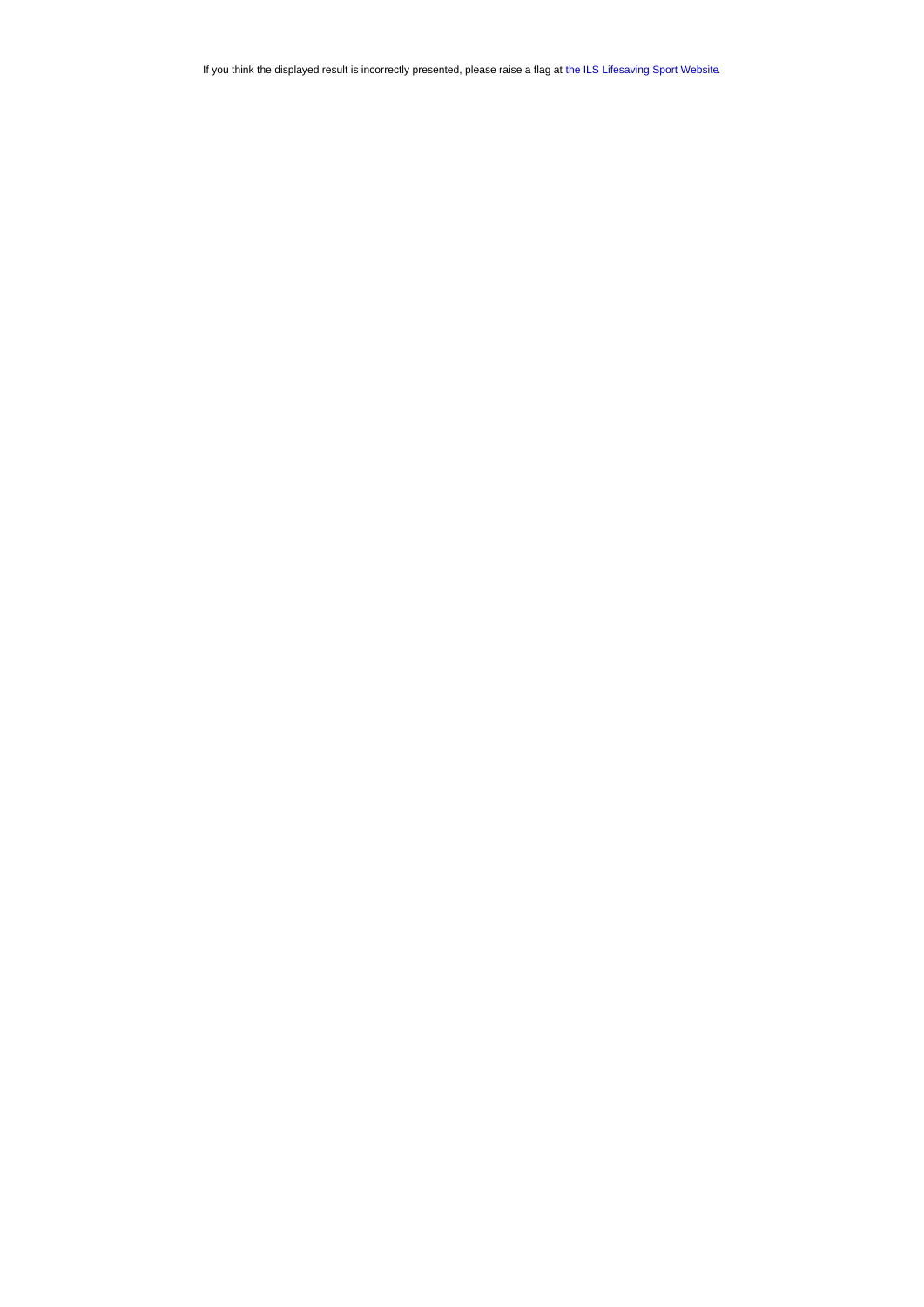If you think the displayed result is incorrectly presented, please raise a flag at the ILS Lifesaving Sport Website.